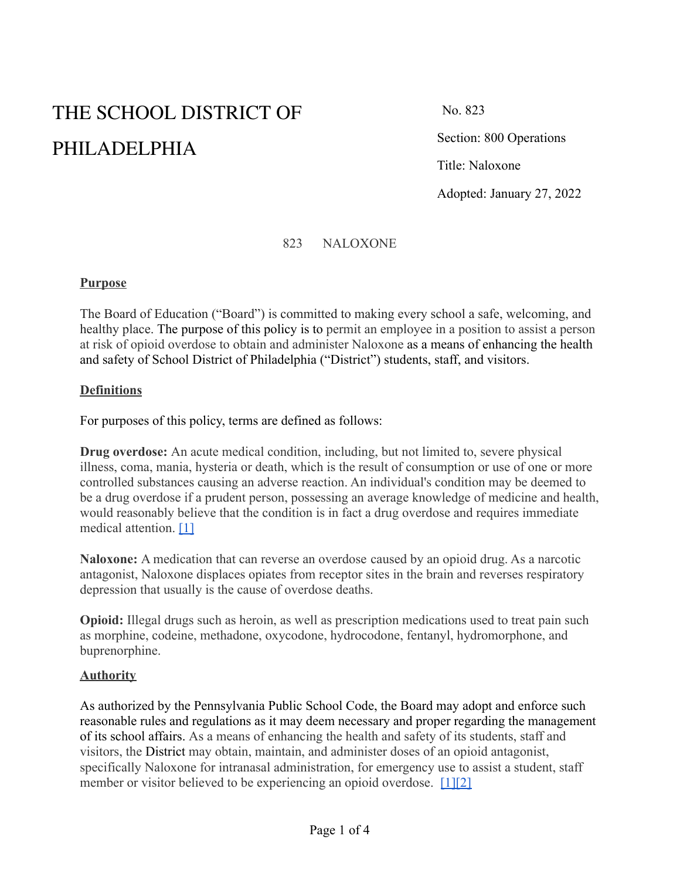# THE SCHOOL DISTRICT OF PHILADELPHIA

No. 823

Section: 800 Operations

Title: Naloxone

Adopted: January 27, 2022

## 823 NALOXONE

**Purpose**

The Board of Education ("Board") is committed to making every school a safe, welcoming, and healthy place. The purpose of this policy is to permit an employee in a position to assist a person at risk of opioid overdose to obtain and administer Naloxone as a means of enhancing the health and safety of School District of Philadelphia ("District") students, staff, and visitors.

**Definitions**

For purposes of this policy, terms are defined as follows:

**Drug overdose:** An acute medical condition, including, but not limited to, severe physical illness, coma, mania, hysteria or death, which is the result of consumption or use of one or more controlled substances causing an adverse reaction. An individual's condition may be deemed to be a drug overdose if a prudent person, possessing an average knowledge of medicine and health, would reasonably believe that the condition is in fact a drug overdose and requires immediate medical attention. [1]

**Naloxone:** A medication that can reverse an overdose caused by an opioid drug. As a narcotic antagonist, Naloxone displaces opiates from receptor sites in the brain and reverses respiratory depression that usually is the cause of overdose deaths.

**Opioid:** Illegal drugs such as heroin, as well as prescription medications used to treat pain such as morphine, codeine, methadone, oxycodone, hydrocodone, fentanyl, hydromorphone, and buprenorphine.

**Authority**

As authorized by the Pennsylvania Public School Code, the Board may adopt and enforce such reasonable rules and regulations as it may deem necessary and proper regarding the management of its school affairs. As a means of enhancing the health and safety of its students, staff and visitors, the District may obtain, maintain, and administer doses of an opioid antagonist, specifically Naloxone for intranasal administration, for emergency use to assist a student, staff member or visitor believed to be experiencing an opioid overdose. [1][2]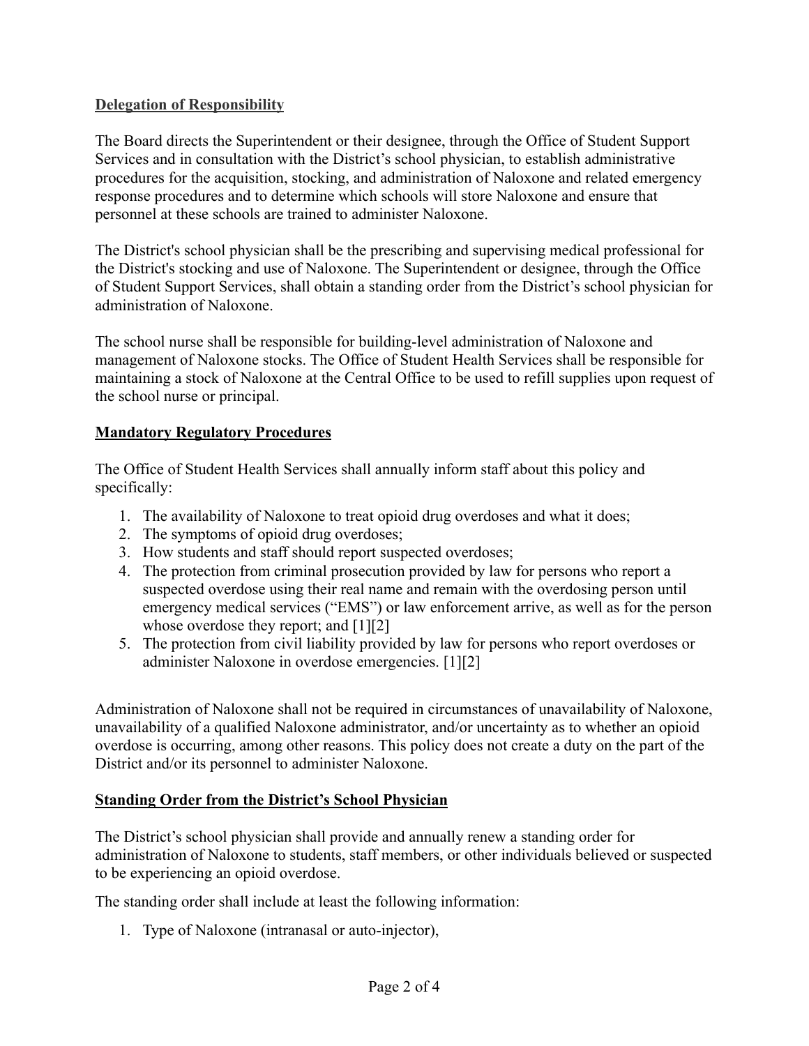**Delegation of Responsibility**

The Board directs the Superintendent or their designee, through the Office of Student Support Services and in consultation with the District's school physician, to establish administrative procedures for the acquisition, stocking, and administration of Naloxone and related emergency response procedures and to determine which schools will store Naloxone and ensure that personnel at these schools are trained to administer Naloxone.

The District's school physician shall be the prescribing and supervising medical professional for the District's stocking and use of Naloxone. The Superintendent or designee, through the Office of Student Support Services, shall obtain a standing order from the District's school physician for administration of Naloxone.

The school nurse shall be responsible for building-level administration of Naloxone and management of Naloxone stocks. The Office of Student Health Services shall be responsible for maintaining a stock of Naloxone at the Central Office to be used to refill supplies upon request of the school nurse or principal.

**Mandatory Regulatory Procedures**

The Office of Student Health Services shall annually inform staff about this policy and specifically:

1. The availability of Naloxone to treat opioid drug overdoses and what it does;
2. The symptoms of opioid drug overdoses;
3. How students and staff should report suspected overdoses;
4. The protection from criminal prosecution provided by law for persons who report a suspected overdose using their real name and remain with the overdosing person until emergency medical services ("EMS") or law enforcement arrive, as well as for the person whose overdose they report; and [1][2]
5. The protection from civil liability provided by law for persons who report overdoses or administer Naloxone in overdose emergencies. [1][2]

Administration of Naloxone shall not be required in circumstances of unavailability of Naloxone, unavailability of a qualified Naloxone administrator, and/or uncertainty as to whether an opioid overdose is occurring, among other reasons. This policy does not create a duty on the part of the District and/or its personnel to administer Naloxone.

**Standing Order from the District's School Physician**

The District's school physician shall provide and annually renew a standing order for administration of Naloxone to students, staff members, or other individuals believed or suspected to be experiencing an opioid overdose.

The standing order shall include at least the following information:

1. Type of Naloxone (intranasal or auto-injector),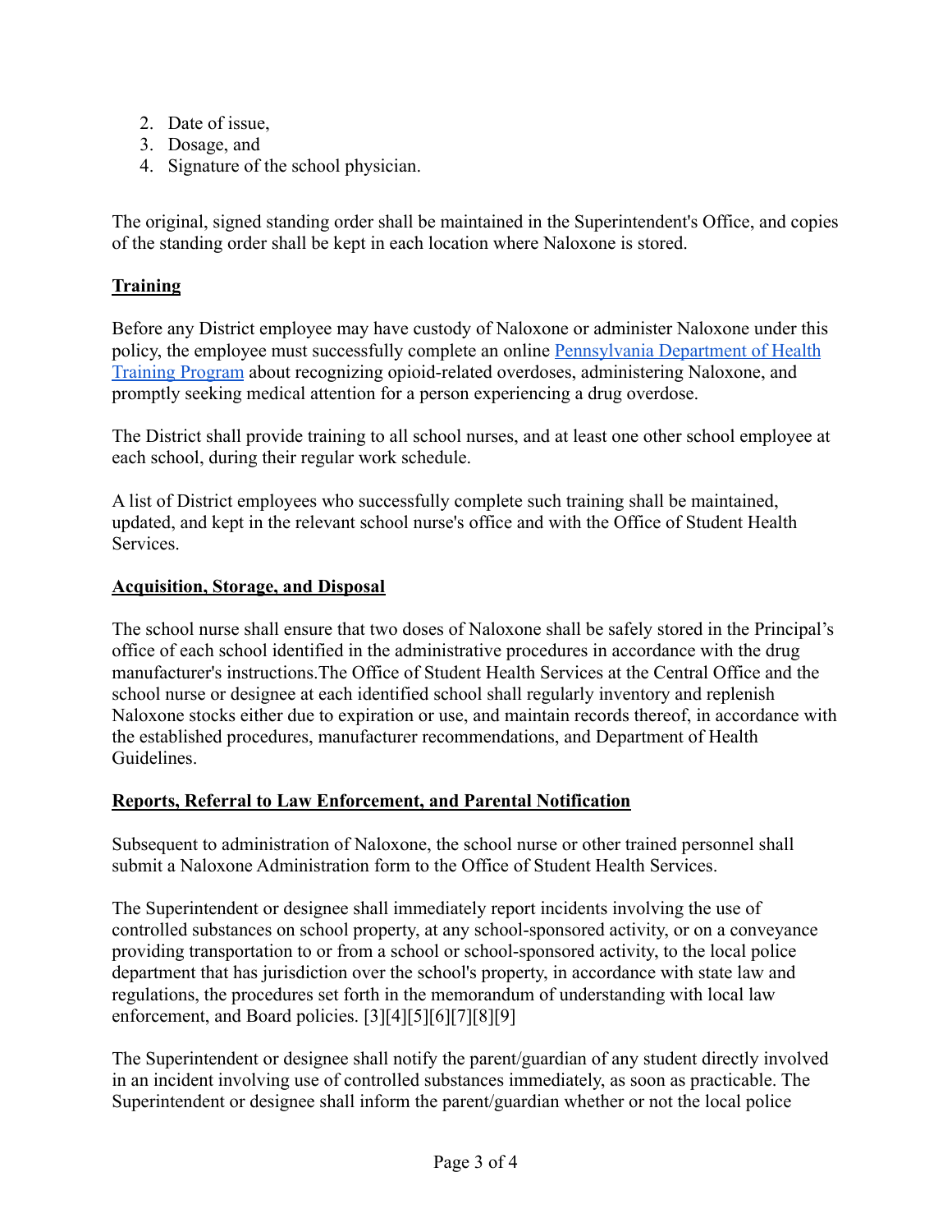2. Date of issue,
3. Dosage, and
4. Signature of the school physician.

The original, signed standing order shall be maintained in the Superintendent's Office, and copies of the standing order shall be kept in each location where Naloxone is stored.

**Training**

Before any District employee may have custody of Naloxone or administer Naloxone under this policy, the employee must successfully complete an online Pennsylvania Department of Health Training Program about recognizing opioid-related overdoses, administering Naloxone, and promptly seeking medical attention for a person experiencing a drug overdose.

The District shall provide training to all school nurses, and at least one other school employee at each school, during their regular work schedule.

A list of District employees who successfully complete such training shall be maintained, updated, and kept in the relevant school nurse's office and with the Office of Student Health Services.

**Acquisition, Storage, and Disposal**

The school nurse shall ensure that two doses of Naloxone shall be safely stored in the Principal's office of each school identified in the administrative procedures in accordance with the drug manufacturer's instructions.The Office of Student Health Services at the Central Office and the school nurse or designee at each identified school shall regularly inventory and replenish Naloxone stocks either due to expiration or use, and maintain records thereof, in accordance with the established procedures, manufacturer recommendations, and Department of Health Guidelines.

**Reports, Referral to Law Enforcement, and Parental Notification**

Subsequent to administration of Naloxone, the school nurse or other trained personnel shall submit a Naloxone Administration form to the Office of Student Health Services.

The Superintendent or designee shall immediately report incidents involving the use of controlled substances on school property, at any school-sponsored activity, or on a conveyance providing transportation to or from a school or school-sponsored activity, to the local police department that has jurisdiction over the school's property, in accordance with state law and regulations, the procedures set forth in the memorandum of understanding with local law enforcement, and Board policies. [3][4][5][6][7][8][9]

The Superintendent or designee shall notify the parent/guardian of any student directly involved in an incident involving use of controlled substances immediately, as soon as practicable. The Superintendent or designee shall inform the parent/guardian whether or not the local police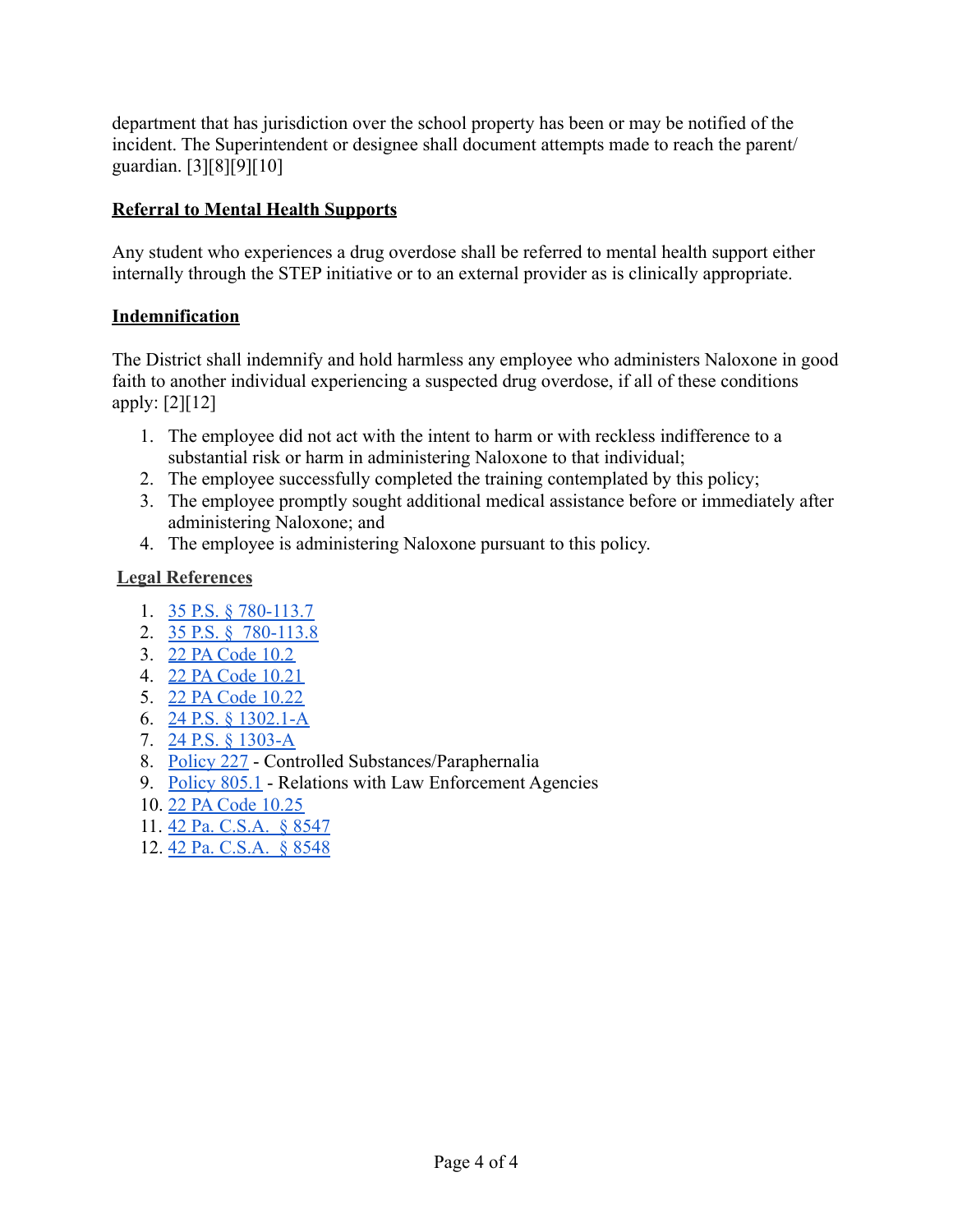department that has jurisdiction over the school property has been or may be notified of the incident. The Superintendent or designee shall document attempts made to reach the parent/ guardian. [3][8][9][10]

**Referral to Mental Health Supports**

Any student who experiences a drug overdose shall be referred to mental health support either internally through the STEP initiative or to an external provider as is clinically appropriate.

**Indemnification**

The District shall indemnify and hold harmless any employee who administers Naloxone in good faith to another individual experiencing a suspected drug overdose, if all of these conditions apply: [2][12]

1. The employee did not act with the intent to harm or with reckless indifference to a substantial risk or harm in administering Naloxone to that individual;
2. The employee successfully completed the training contemplated by this policy;
3. The employee promptly sought additional medical assistance before or immediately after administering Naloxone; and
4. The employee is administering Naloxone pursuant to this policy.

**Legal References**

1. 35 P.S. § 780-113.7
2. 35 P.S. § 780-113.8
3. 22 PA Code 10.2
4. 22 PA Code 10.21
5. 22 PA Code 10.22
6. 24 P.S. § 1302.1-A
7. 24 P.S. § 1303-A
8. Policy 227 - Controlled Substances/Paraphernalia
9. Policy 805.1 - Relations with Law Enforcement Agencies
10. 22 PA Code 10.25
11. 42 Pa. C.S.A. § 8547
12. 42 Pa. C.S.A. § 8548